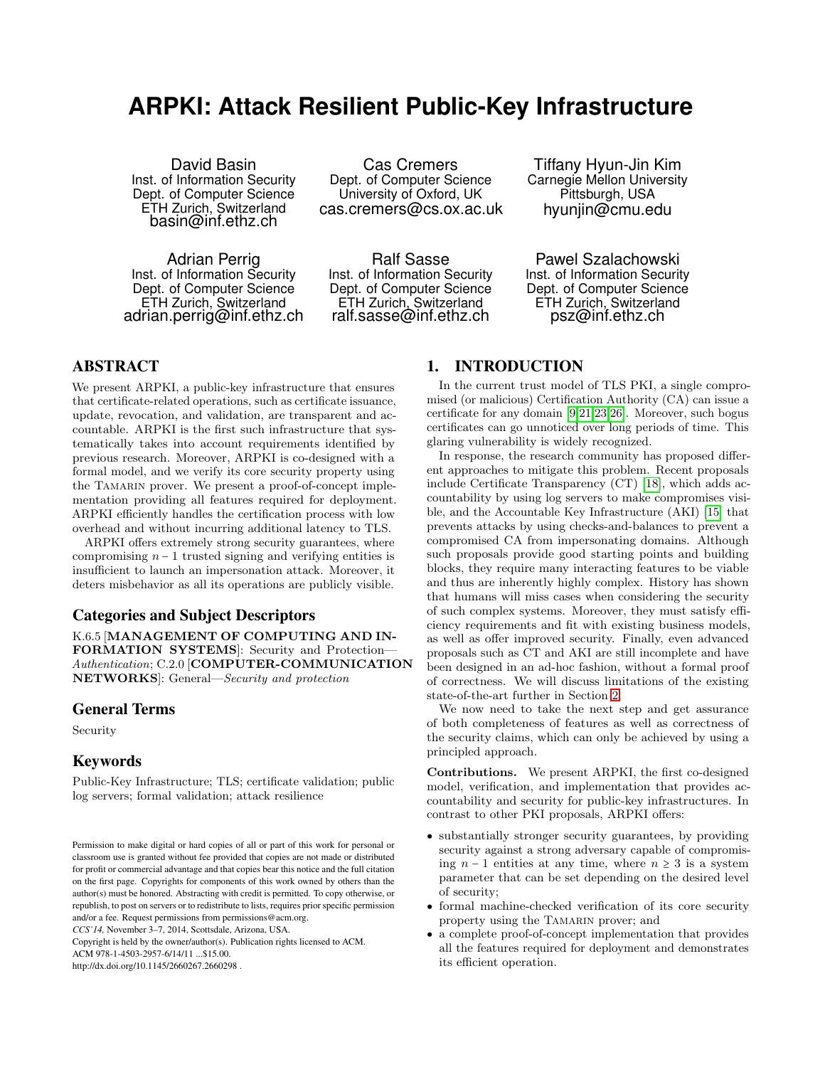# ARPKI: Attack Resilient Public-Key Infrastructure

David Basin
Inst. of Information Security
Dept. of Computer Science
ETH Zurich, Switzerland
basin@inf.ethz.ch

Cas Cremers
Dept. of Computer Science
University of Oxford, UK
cas.cremers@cs.ox.ac.uk

Tiffany Hyun-Jin Kim
Carnegie Mellon University
Pittsburgh, USA
hyunjin@cmu.edu

Adrian Perrig
Inst. of Information Security
Dept. of Computer Science
ETH Zurich, Switzerland
adrian.perrig@inf.ethz.ch

Ralf Sasse
Inst. of Information Security
Dept. of Computer Science
ETH Zurich, Switzerland
ralf.sasse@inf.ethz.ch

Pawel Szalachowski
Inst. of Information Security
Dept. of Computer Science
ETH Zurich, Switzerland
psz@inf.ethz.ch

## ABSTRACT

We present ARPKI, a public-key infrastructure that ensures that certificate-related operations, such as certificate issuance, update, revocation, and validation, are transparent and accountable. ARPKI is the first such infrastructure that systematically takes into account requirements identified by previous research. Moreover, ARPKI is co-designed with a formal model, and we verify its core security property using the Tamarin prover. We present a proof-of-concept implementation providing all features required for deployment. ARPKI efficiently handles the certification process with low overhead and without incurring additional latency to TLS.

ARPKI offers extremely strong security guarantees, where compromising $n-1$ trusted signing and verifying entities is insufficient to launch an impersonation attack. Moreover, it deters misbehavior as all its operations are publicly visible.

### Categories and Subject Descriptors

K.6.5 [**MANAGEMENT OF COMPUTING AND INFORMATION SYSTEMS**]: Security and Protection—*Authentication*; C.2.0 [**COMPUTER-COMMUNICATION NETWORKS**]: General—*Security and protection*

### General Terms

Security

### Keywords

Public-Key Infrastructure; TLS; certificate validation; public log servers; formal validation; attack resilience

Permission to make digital or hard copies of all or part of this work for personal or classroom use is granted without fee provided that copies are not made or distributed for profit or commercial advantage and that copies bear this notice and the full citation on the first page. Copyrights for components of this work owned by others than the author(s) must be honored. Abstracting with credit is permitted. To copy otherwise, or republish, to post on servers or to redistribute to lists, requires prior specific permission and/or a fee. Request permissions from permissions@acm.org.
*CCS'14,* November 3–7, 2014, Scottsdale, Arizona, USA.
Copyright is held by the owner/author(s). Publication rights licensed to ACM.
ACM 978-1-4503-2957-6/14/11 ...$15.00.
http://dx.doi.org/10.1145/2660267.2660298 .

## 1. INTRODUCTION

In the current trust model of TLS PKI, a single compromised (or malicious) Certification Authority (CA) can issue a certificate for any domain [9,21,23,26]. Moreover, such bogus certificates can go unnoticed over long periods of time. This glaring vulnerability is widely recognized.

In response, the research community has proposed different approaches to mitigate this problem. Recent proposals include Certificate Transparency (CT) [18], which adds accountability by using log servers to make compromises visible, and the Accountable Key Infrastructure (AKI) [15] that prevents attacks by using checks-and-balances to prevent a compromised CA from impersonating domains. Although such proposals provide good starting points and building blocks, they require many interacting features to be viable and thus are inherently highly complex. History has shown that humans will miss cases when considering the security of such complex systems. Moreover, they must satisfy efficiency requirements and fit with existing business models, as well as offer improved security. Finally, even advanced proposals such as CT and AKI are still incomplete and have been designed in an ad-hoc fashion, without a formal proof of correctness. We will discuss limitations of the existing state-of-the-art further in Section 2.

We now need to take the next step and get assurance of both completeness of features as well as correctness of the security claims, which can only be achieved by using a principled approach.

**Contributions.** We present ARPKI, the first co-designed model, verification, and implementation that provides accountability and security for public-key infrastructures. In contrast to other PKI proposals, ARPKI offers:

- substantially stronger security guarantees, by providing security against a strong adversary capable of compromising $n-1$ entities at any time, where $n \geq 3$ is a system parameter that can be set depending on the desired level of security;
- formal machine-checked verification of its core security property using the Tamarin prover; and
- a complete proof-of-concept implementation that provides all the features required for deployment and demonstrates its efficient operation.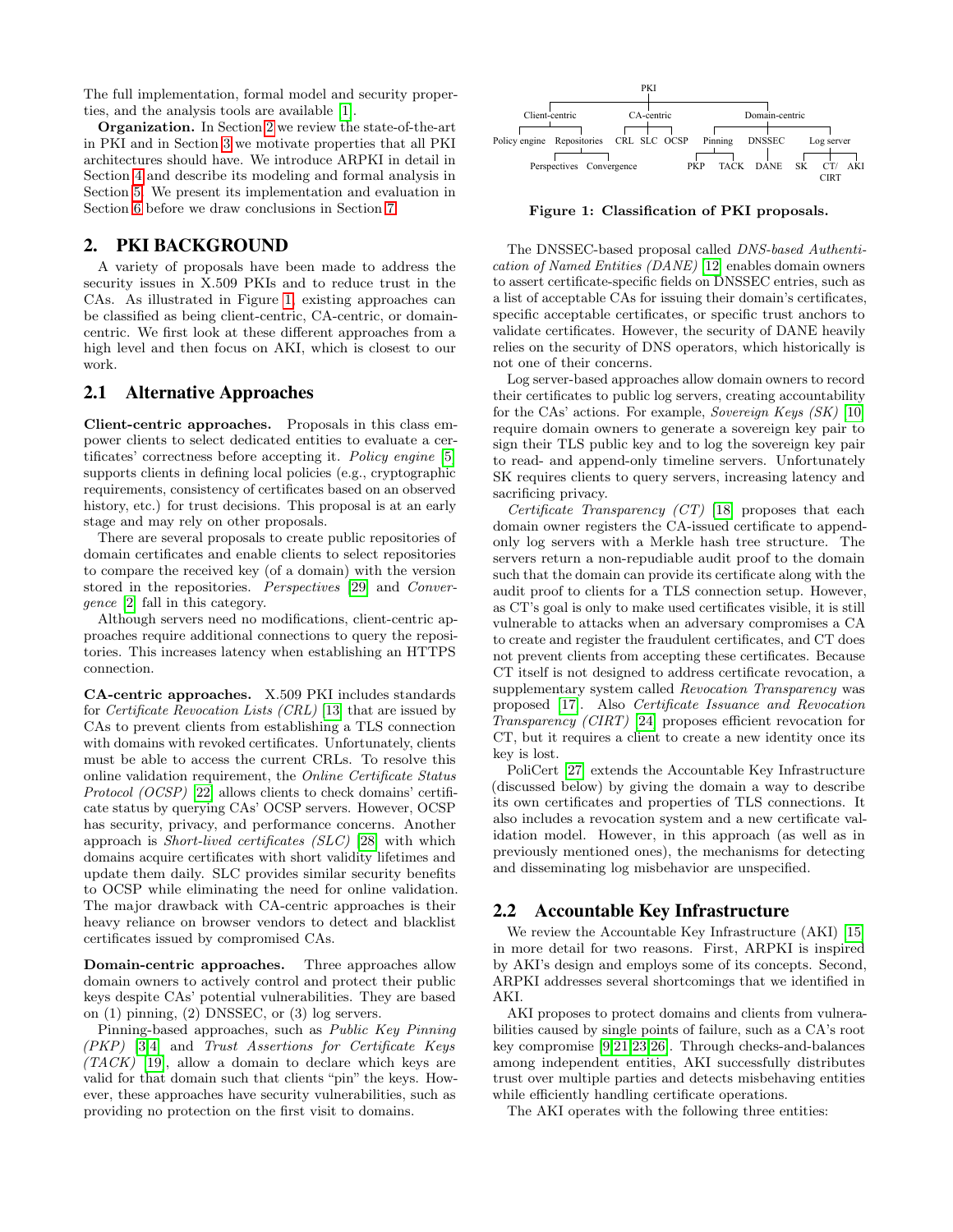The full implementation, formal model and security properties, and the analysis tools are available [1].

**Organization.** In Section 2 we review the state-of-the-art in PKI and in Section 3 we motivate properties that all PKI architectures should have. We introduce ARPKI in detail in Section 4 and describe its modeling and formal analysis in Section 5. We present its implementation and evaluation in Section 6 before we draw conclusions in Section 7.

## 2. PKI BACKGROUND

A variety of proposals have been made to address the security issues in X.509 PKIs and to reduce trust in the CAs. As illustrated in Figure 1, existing approaches can be classified as being client-centric, CA-centric, or domain-centric. We first look at these different approaches from a high level and then focus on AKI, which is closest to our work.

### 2.1 Alternative Approaches

**Client-centric approaches.** Proposals in this class empower clients to select dedicated entities to evaluate a certificates' correctness before accepting it. *Policy engine* [5] supports clients in defining local policies (e.g., cryptographic requirements, consistency of certificates based on an observed history, etc.) for trust decisions. This proposal is at an early stage and may rely on other proposals.

There are several proposals to create public repositories of domain certificates and enable clients to select repositories to compare the received key (of a domain) with the version stored in the repositories. *Perspectives* [29] and *Convergence* [2] fall in this category.

Although servers need no modifications, client-centric approaches require additional connections to query the repositories. This increases latency when establishing an HTTPS connection.

**CA-centric approaches.** X.509 PKI includes standards for *Certificate Revocation Lists (CRL)* [13] that are issued by CAs to prevent clients from establishing a TLS connection with domains with revoked certificates. Unfortunately, clients must be able to access the current CRLs. To resolve this online validation requirement, the *Online Certificate Status Protocol (OCSP)* [22] allows clients to check domains' certificate status by querying CAs' OCSP servers. However, OCSP has security, privacy, and performance concerns. Another approach is *Short-lived certificates (SLC)* [28] with which domains acquire certificates with short validity lifetimes and update them daily. SLC provides similar security benefits to OCSP while eliminating the need for online validation. The major drawback with CA-centric approaches is their heavy reliance on browser vendors to detect and blacklist certificates issued by compromised CAs.

**Domain-centric approaches.** Three approaches allow domain owners to actively control and protect their public keys despite CAs' potential vulnerabilities. They are based on (1) pinning, (2) DNSSEC, or (3) log servers.

Pinning-based approaches, such as *Public Key Pinning (PKP)* [3,4] and *Trust Assertions for Certificate Keys (TACK)* [19], allow a domain to declare which keys are valid for that domain such that clients "pin" the keys. However, these approaches have security vulnerabilities, such as providing no protection on the first visit to domains.

```
PKI
├── Client-centric
│   ├── Policy engine
│   └── Repositories
│       ├── Perspectives
│       └── Convergence
├── CA-centric
│   ├── CRL
│   ├── SLC
│   └── OCSP
└── Domain-centric
    ├── Pinning
    │   ├── PKP
    │   └── TACK
    ├── DNSSEC
    │   └── DANE
    └── Log server
        ├── SK
        ├── CT/CIRT
        └── AKI
```

**Figure 1: Classification of PKI proposals.**

The DNSSEC-based proposal called *DNS-based Authentication of Named Entities (DANE)* [12] enables domain owners to assert certificate-specific fields on DNSSEC entries, such as a list of acceptable CAs for issuing their domain's certificates, specific acceptable certificates, or specific trust anchors to validate certificates. However, the security of DANE heavily relies on the security of DNS operators, which historically is not one of their concerns.

Log server-based approaches allow domain owners to record their certificates to public log servers, creating accountability for the CAs' actions. For example, *Sovereign Keys (SK)* [10] require domain owners to generate a sovereign key pair to sign their TLS public key and to log the sovereign key pair to read- and append-only timeline servers. Unfortunately SK requires clients to query servers, increasing latency and sacrificing privacy.

*Certificate Transparency (CT)* [18] proposes that each domain owner registers the CA-issued certificate to append-only log servers with a Merkle hash tree structure. The servers return a non-repudiable audit proof to the domain such that the domain can provide its certificate along with the audit proof to clients for a TLS connection setup. However, as CT's goal is only to make used certificates visible, it is still vulnerable to attacks when an adversary compromises a CA to create and register the fraudulent certificates, and CT does not prevent clients from accepting these certificates. Because CT itself is not designed to address certificate revocation, a supplementary system called *Revocation Transparency* was proposed [17]. Also *Certificate Issuance and Revocation Transparency (CIRT)* [24] proposes efficient revocation for CT, but it requires a client to create a new identity once its key is lost.

PoliCert [27] extends the Accountable Key Infrastructure (discussed below) by giving the domain a way to describe its own certificates and properties of TLS connections. It also includes a revocation system and a new certificate validation model. However, in this approach (as well as in previously mentioned ones), the mechanisms for detecting and disseminating log misbehavior are unspecified.

### 2.2 Accountable Key Infrastructure

We review the Accountable Key Infrastructure (AKI) [15] in more detail for two reasons. First, ARPKI is inspired by AKI's design and employs some of its concepts. Second, ARPKI addresses several shortcomings that we identified in AKI.

AKI proposes to protect domains and clients from vulnerabilities caused by single points of failure, such as a CA's root key compromise [9,21,23,26]. Through checks-and-balances among independent entities, AKI successfully distributes trust over multiple parties and detects misbehaving entities while efficiently handling certificate operations.

The AKI operates with the following three entities: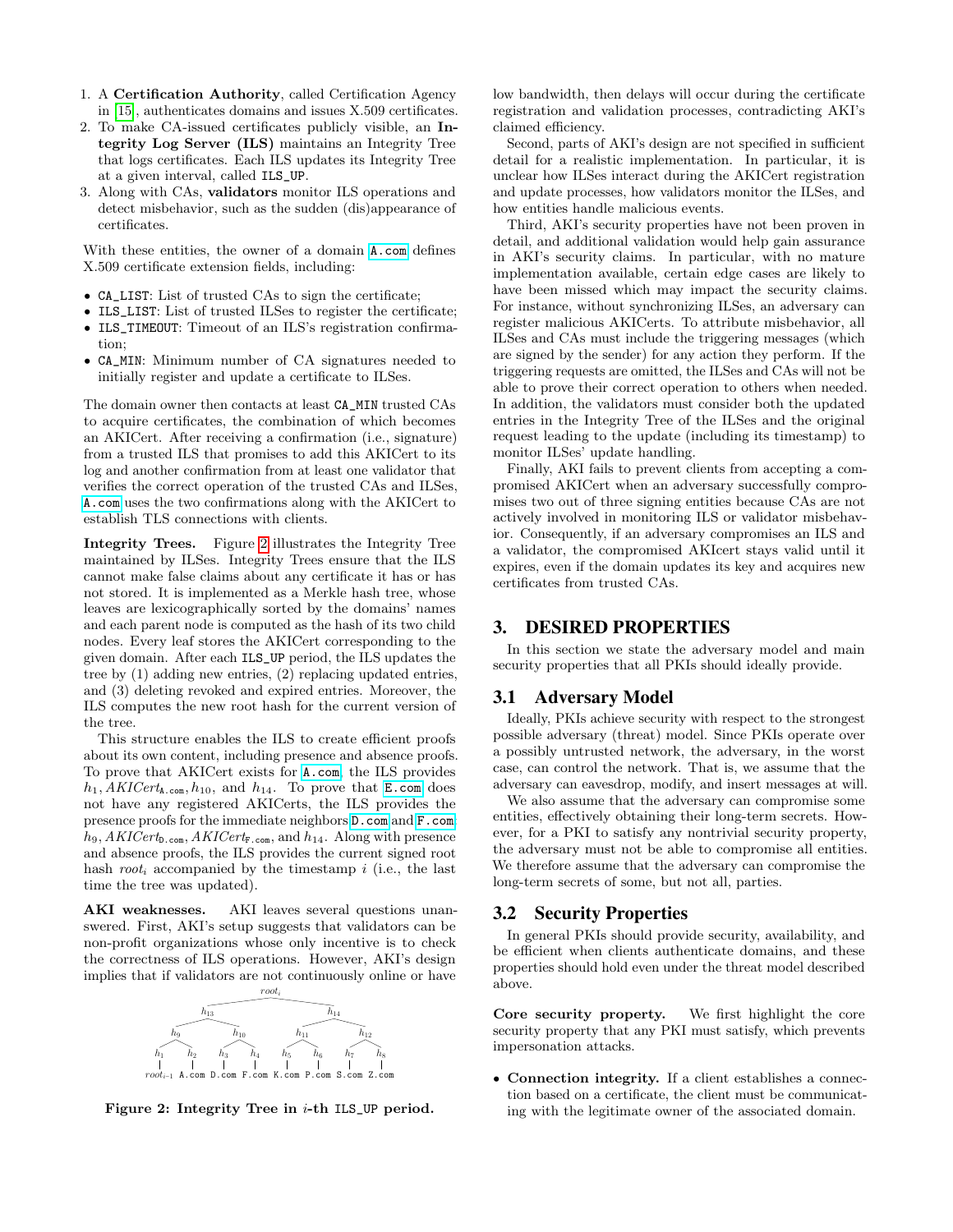1. A **Certification Authority**, called Certification Agency in [15], authenticates domains and issues X.509 certificates.
2. To make CA-issued certificates publicly visible, an **Integrity Log Server (ILS)** maintains an Integrity Tree that logs certificates. Each ILS updates its Integrity Tree at a given interval, called ILS_UP.
3. Along with CAs, **validators** monitor ILS operations and detect misbehavior, such as the sudden (dis)appearance of certificates.

With these entities, the owner of a domain A.com defines X.509 certificate extension fields, including:

- CA_LIST: List of trusted CAs to sign the certificate;
- ILS_LIST: List of trusted ILSes to register the certificate;
- ILS_TIMEOUT: Timeout of an ILS's registration confirmation;
- CA_MIN: Minimum number of CA signatures needed to initially register and update a certificate to ILSes.

The domain owner then contacts at least CA_MIN trusted CAs to acquire certificates, the combination of which becomes an AKICert. After receiving a confirmation (i.e., signature) from a trusted ILS that promises to add this AKICert to its log and another confirmation from at least one validator that verifies the correct operation of the trusted CAs and ILSes, A.com uses the two confirmations along with the AKICert to establish TLS connections with clients.

**Integrity Trees.** Figure 2 illustrates the Integrity Tree maintained by ILSes. Integrity Trees ensure that the ILS cannot make false claims about any certificate it has or has not stored. It is implemented as a Merkle hash tree, whose leaves are lexicographically sorted by the domains' names and each parent node is computed as the hash of its two child nodes. Every leaf stores the AKICert corresponding to the given domain. After each ILS_UP period, the ILS updates the tree by (1) adding new entries, (2) replacing updated entries, and (3) deleting revoked and expired entries. Moreover, the ILS computes the new root hash for the current version of the tree.

This structure enables the ILS to create efficient proofs about its own content, including presence and absence proofs. To prove that AKICert exists for A.com, the ILS provides $h_1, AKICert_{\texttt{A.com}}, h_{10}$, and $h_{14}$. To prove that E.com does not have any registered AKICerts, the ILS provides the presence proofs for the immediate neighbors D.com and F.com: $h_9, AKICert_{\texttt{D.com}}, AKICert_{\texttt{F.com}}$, and $h_{14}$. Along with presence and absence proofs, the ILS provides the current signed root hash $root_i$ accompanied by the timestamp $i$ (i.e., the last time the tree was updated).

**AKI weaknesses.** AKI leaves several questions unanswered. First, AKI's setup suggests that validators can be non-profit organizations whose only incentive is to check the correctness of ILS operations. However, AKI's design implies that if validators are not continuously online or have low bandwidth, then delays will occur during the certificate registration and validation processes, contradicting AKI's claimed efficiency.

$root_i$

$h_{13}$ $h_{14}$

$h_9$ $h_{10}$ $h_{11}$ $h_{12}$

$h_1$ $h_2$ $h_3$ $h_4$ $h_5$ $h_6$ $h_7$ $h_8$

$root_{i-1}$ A.com D.com F.com K.com P.com S.com Z.com

**Figure 2: Integrity Tree in $i$-th ILS_UP period.**

Second, parts of AKI's design are not specified in sufficient detail for a realistic implementation. In particular, it is unclear how ILSes interact during the AKICert registration and update processes, how validators monitor the ILSes, and how entities handle malicious events.

Third, AKI's security properties have not been proven in detail, and additional validation would help gain assurance in AKI's security claims. In particular, with no mature implementation available, certain edge cases are likely to have been missed which may impact the security claims. For instance, without synchronizing ILSes, an adversary can register malicious AKICerts. To attribute misbehavior, all ILSes and CAs must include the triggering messages (which are signed by the sender) for any action they perform. If the triggering requests are omitted, the ILSes and CAs will not be able to prove their correct operation to others when needed. In addition, the validators must consider both the updated entries in the Integrity Tree of the ILSes and the original request leading to the update (including its timestamp) to monitor ILSes' update handling.

Finally, AKI fails to prevent clients from accepting a compromised AKICert when an adversary successfully compromises two out of three signing entities because CAs are not actively involved in monitoring ILS or validator misbehavior. Consequently, if an adversary compromises an ILS and a validator, the compromised AKIcert stays valid until it expires, even if the domain updates its key and acquires new certificates from trusted CAs.

## 3. DESIRED PROPERTIES

In this section we state the adversary model and main security properties that all PKIs should ideally provide.

### 3.1 Adversary Model

Ideally, PKIs achieve security with respect to the strongest possible adversary (threat) model. Since PKIs operate over a possibly untrusted network, the adversary, in the worst case, can control the network. That is, we assume that the adversary can eavesdrop, modify, and insert messages at will.

We also assume that the adversary can compromise some entities, effectively obtaining their long-term secrets. However, for a PKI to satisfy any nontrivial security property, the adversary must not be able to compromise all entities. We therefore assume that the adversary can compromise the long-term secrets of some, but not all, parties.

### 3.2 Security Properties

In general PKIs should provide security, availability, and be efficient when clients authenticate domains, and these properties should hold even under the threat model described above.

**Core security property.** We first highlight the core security property that any PKI must satisfy, which prevents impersonation attacks.

- **Connection integrity.** If a client establishes a connection based on a certificate, the client must be communicating with the legitimate owner of the associated domain.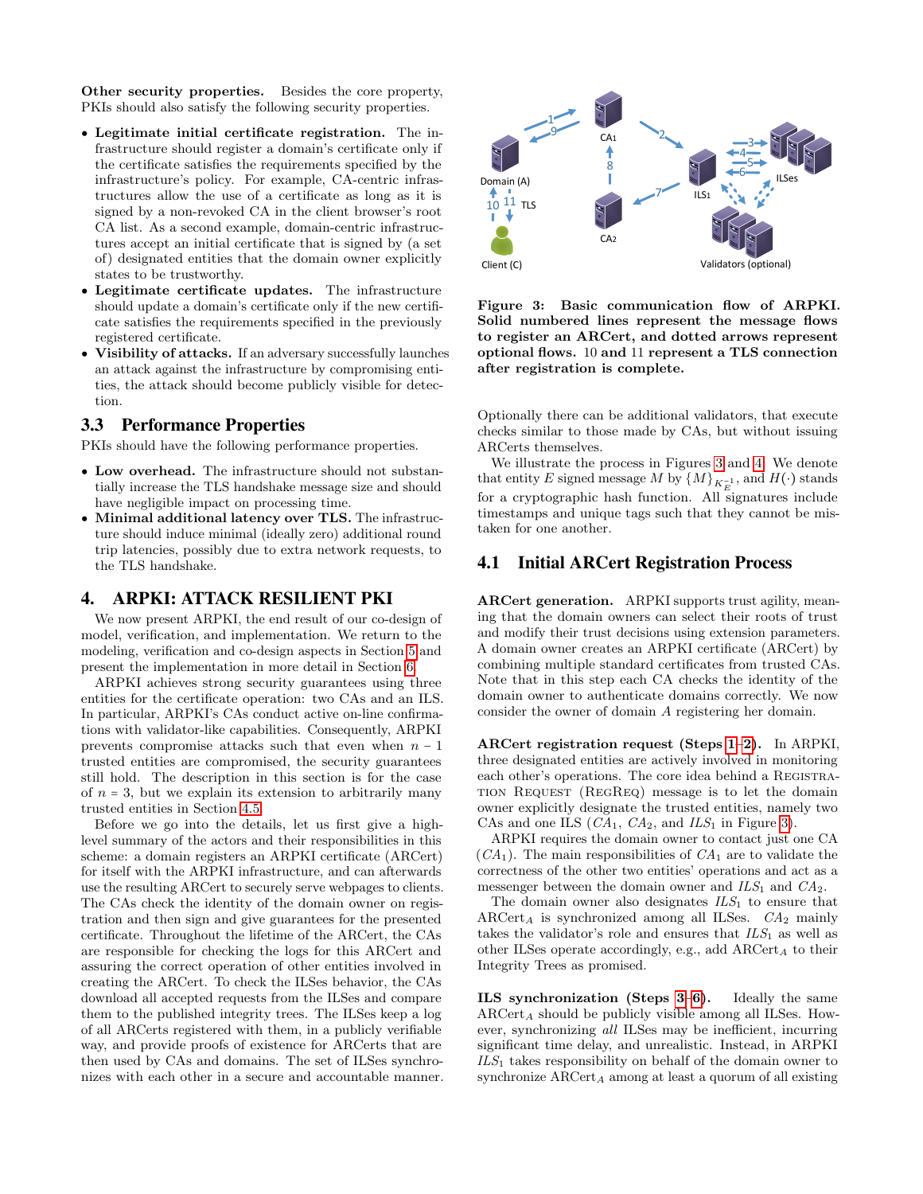**Other security properties.** Besides the core property, PKIs should also satisfy the following security properties.

- **Legitimate initial certificate registration.** The infrastructure should register a domain's certificate only if the certificate satisfies the requirements specified by the infrastructure's policy. For example, CA-centric infrastructures allow the use of a certificate as long as it is signed by a non-revoked CA in the client browser's root CA list. As a second example, domain-centric infrastructures accept an initial certificate that is signed by (a set of) designated entities that the domain owner explicitly states to be trustworthy.
- **Legitimate certificate updates.** The infrastructure should update a domain's certificate only if the new certificate satisfies the requirements specified in the previously registered certificate.
- **Visibility of attacks.** If an adversary successfully launches an attack against the infrastructure by compromising entities, the attack should become publicly visible for detection.

## 3.3 Performance Properties

PKIs should have the following performance properties.

- **Low overhead.** The infrastructure should not substantially increase the TLS handshake message size and should have negligible impact on processing time.
- **Minimal additional latency over TLS.** The infrastructure should induce minimal (ideally zero) additional round trip latencies, possibly due to extra network requests, to the TLS handshake.

# 4. ARPKI: ATTACK RESILIENT PKI

We now present ARPKI, the end result of our co-design of model, verification, and implementation. We return to the modeling, verification and co-design aspects in Section 5 and present the implementation in more detail in Section 6.

ARPKI achieves strong security guarantees using three entities for the certificate operation: two CAs and an ILS. In particular, ARPKI's CAs conduct active on-line confirmations with validator-like capabilities. Consequently, ARPKI prevents compromise attacks such that even when $n-1$ trusted entities are compromised, the security guarantees still hold. The description in this section is for the case of $n = 3$, but we explain its extension to arbitrarily many trusted entities in Section 4.5.

Before we go into the details, let us first give a high-level summary of the actors and their responsibilities in this scheme: a domain registers an ARPKI certificate (ARCert) for itself with the ARPKI infrastructure, and can afterwards use the resulting ARCert to securely serve webpages to clients. The CAs check the identity of the domain owner on registration and then sign and give guarantees for the presented certificate. Throughout the lifetime of the ARCert, the CAs are responsible for checking the logs for this ARCert and assuring the correct operation of other entities involved in creating the ARCert. To check the ILSes behavior, the CAs download all accepted requests from the ILSes and compare them to the published integrity trees. The ILSes keep a log of all ARCerts registered with them, in a publicly verifiable way, and provide proofs of existence for ARCerts that are then used by CAs and domains. The set of ILSes synchronizes with each other in a secure and accountable manner.

**Figure 3: Basic communication flow of ARPKI. Solid numbered lines represent the message flows to register an ARCert, and dotted arrows represent optional flows. 10 and 11 represent a TLS connection after registration is complete.**

Optionally there can be additional validators, that execute checks similar to those made by CAs, but without issuing ARCerts themselves.

We illustrate the process in Figures 3 and 4. We denote that entity $E$ signed message $M$ by $\{M\}_{K_E^{-1}}$, and $H(\cdot)$ stands for a cryptographic hash function. All signatures include timestamps and unique tags such that they cannot be mistaken for one another.

## 4.1 Initial ARCert Registration Process

**ARCert generation.** ARPKI supports trust agility, meaning that the domain owners can select their roots of trust and modify their trust decisions using extension parameters. A domain owner creates an ARPKI certificate (ARCert) by combining multiple standard certificates from trusted CAs. Note that in this step each CA checks the identity of the domain owner to authenticate domains correctly. We now consider the owner of domain $A$ registering her domain.

**ARCert registration request (Steps 1–2).** In ARPKI, three designated entities are actively involved in monitoring each other's operations. The core idea behind a Registration Request (RegReq) message is to let the domain owner explicitly designate the trusted entities, namely two CAs and one ILS ($CA_1$, $CA_2$, and $ILS_1$ in Figure 3).

ARPKI requires the domain owner to contact just one CA ($CA_1$). The main responsibilities of $CA_1$ are to validate the correctness of the other two entities' operations and act as a messenger between the domain owner and $ILS_1$ and $CA_2$.

The domain owner also designates $ILS_1$ to ensure that $\text{ARCert}_A$ is synchronized among all ILSes. $CA_2$ mainly takes the validator's role and ensures that $ILS_1$ as well as other ILSes operate accordingly, e.g., add $\text{ARCert}_A$ to their Integrity Trees as promised.

**ILS synchronization (Steps 3–6).** Ideally the same $\text{ARCert}_A$ should be publicly visible among all ILSes. However, synchronizing *all* ILSes may be inefficient, incurring significant time delay, and unrealistic. Instead, in ARPKI $ILS_1$ takes responsibility on behalf of the domain owner to synchronize $\text{ARCert}_A$ among at least a quorum of all existing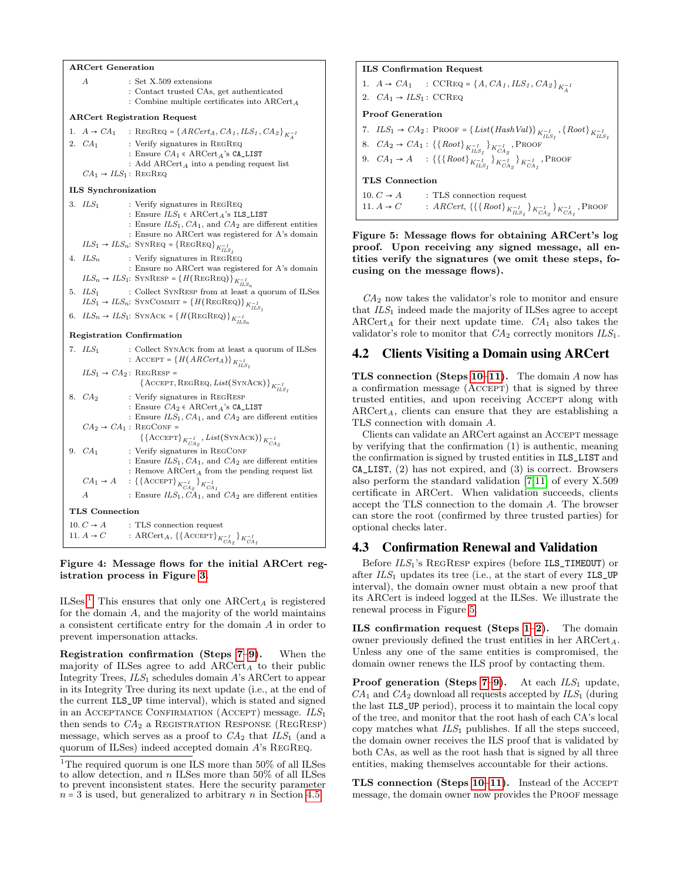**ARCert Generation**

| | |
|---|---|
| $A$ | : Set X.509 extensions |
| | : Contact trusted CAs, get authenticated |
| | : Combine multiple certificates into ARCert$_A$ |

**ARCert Registration Request**

| | |
|---|---|
| 1. $A \rightarrow CA_1$ | : RegReq = $\{ARCert_A, CA_1, ILS_1, CA_2\}_{K_A^{-1}}$ |
| 2. $CA_1$ | : Verify signatures in RegReq |
| | : Ensure $CA_1 \in$ ARCert$_A$'s CA_LIST |
| | : Add ARCert$_A$ into a pending request list |
| $CA_1 \rightarrow ILS_1$ | : RegReq |

**ILS Synchronization**

| | |
|---|---|
| 3. $ILS_1$ | : Verify signatures in RegReq |
| | : Ensure $ILS_1 \in$ ARCert$_A$'s ILS_LIST |
| | : Ensure $ILS_1$, $CA_1$, and $CA_2$ are different entities |
| | : Ensure no ARCert was registered for A's domain |
| $ILS_1 \rightarrow ILS_n$ | : SynReq = $\{\text{RegReq}\}_{K_{ILS_1}^{-1}}$ |
| 4. $ILS_n$ | : Verify signatures in RegReq |
| | : Ensure no ARCert was registered for A's domain |
| $ILS_n \rightarrow ILS_1$ | : SynResp = $\{H(\text{RegReq})\}_{K_{ILS_n}^{-1}}$ |
| 5. $ILS_1$ | : Collect SynResp from at least a quorum of ILSes |
| $ILS_1 \rightarrow ILS_n$ | : SynCommit = $\{H(\text{RegReq})\}_{K_{ILS_1}^{-1}}$ |
| 6. $ILS_n \rightarrow ILS_1$ | : SynAck = $\{H(\text{RegReq})\}_{K_{ILS_n}^{-1}}$ |

**Registration Confirmation**

| | |
|---|---|
| 7. $ILS_1$ | : Collect SynAck from at least a quorum of ILSes |
| | : Accept = $\{H(ARCert_A)\}_{K_{ILS_1}^{-1}}$ |
| $ILS_1 \rightarrow CA_2$ | : RegResp = $\{\text{Accept}, \text{RegReq}, List(\text{SynAck})\}_{K_{ILS_1}^{-1}}$ |
| 8. $CA_2$ | : Verify signatures in RegResp |
| | : Ensure $CA_2 \in$ ARCert$_A$'s CA_LIST |
| | : Ensure $ILS_1$, $CA_1$, and $CA_2$ are different entities |
| $CA_2 \rightarrow CA_1$ | : RegConf = $\{\{\text{Accept}\}_{K_{CA_2}^{-1}}, List(\text{SynAck})\}_{K_{CA_2}^{-1}}$ |
| 9. $CA_1$ | : Verify signatures in RegConf |
| | : Ensure $ILS_1$, $CA_1$, and $CA_2$ are different entities |
| | : Remove ARCert$_A$ from the pending request list |
| $CA_1 \rightarrow A$ | : $\{\{\text{Accept}\}_{K_{CA_2}^{-1}}\}_{K_{CA_1}^{-1}}$ |
| $A$ | : Ensure $ILS_1$, $CA_1$, and $CA_2$ are different entities |

**TLS Connection**

| | |
|---|---|
| 10. $C \rightarrow A$ | : TLS connection request |
| 11. $A \rightarrow C$ | : ARCert$_A$, $\{\{\text{Accept}\}_{K_{CA_2}^{-1}}\}_{K_{CA_1}^{-1}}$ |

**Figure 4: Message flows for the initial ARCert registration process in Figure 3.**

ILSes.[1] This ensures that only one ARCert$_A$ is registered for the domain $A$, and the majority of the world maintains a consistent certificate entry for the domain $A$ in order to prevent impersonation attacks.

**Registration confirmation (Steps 7–9).** When the majority of ILSes agree to add ARCert$_A$ to their public Integrity Trees, $ILS_1$ schedules domain $A$'s ARCert to appear in its Integrity Tree during its next update (i.e., at the end of the current ILS_UP time interval), which is stated and signed in an Acceptance Confirmation (Accept) message. $ILS_1$ then sends to $CA_2$ a Registration Response (RegResp) message, which serves as a proof to $CA_2$ that $ILS_1$ (and a quorum of ILSes) indeed accepted domain $A$'s RegReq.

[1] The required quorum is one ILS more than 50% of all ILSes to allow detection, and $n$ ILSes more than 50% of all ILSes to prevent inconsistent states. Here the security parameter $n = 3$ is used, but generalized to arbitrary $n$ in Section 4.5.

**ILS Confirmation Request**

| | |
|---|---|
| 1. $A \rightarrow CA_1$ | : CCReq = $\{A, CA_1, ILS_1, CA_2\}_{K_A^{-1}}$ |
| 2. $CA_1 \rightarrow ILS_1$ | : CCReq |

**Proof Generation**

| | |
|---|---|
| 7. $ILS_1 \rightarrow CA_2$ | : Proof = $\{List(HashVal)\}_{K_{ILS_1}^{-1}}, \{Root\}_{K_{ILS_1}^{-1}}$ |
| 8. $CA_2 \rightarrow CA_1$ | : $\{\{Root\}_{K_{ILS_1}^{-1}}\}_{K_{CA_2}^{-1}}$, Proof |
| 9. $CA_1 \rightarrow A$ | : $\{\{\{Root\}_{K_{ILS_1}^{-1}}\}_{K_{CA_2}^{-1}}\}_{K_{CA_1}^{-1}}$, Proof |

**TLS Connection**

| | |
|---|---|
| 10. $C \rightarrow A$ | : TLS connection request |
| 11. $A \rightarrow C$ | : $ARCert$, $\{\{\{Root\}_{K_{ILS_1}^{-1}}\}_{K_{CA_2}^{-1}}\}_{K_{CA_1}^{-1}}$, Proof |

**Figure 5: Message flows for obtaining ARCert's log proof. Upon receiving any signed message, all entities verify the signatures (we omit these steps, focusing on the message flows).**

$CA_2$ now takes the validator's role to monitor and ensure that $ILS_1$ indeed made the majority of ILSes agree to accept ARCert$_A$ for their next update time. $CA_1$ also takes the validator's role to monitor that $CA_2$ correctly monitors $ILS_1$.

## 4.2 Clients Visiting a Domain using ARCert

**TLS connection (Steps 10–11).** The domain $A$ now has a confirmation message (Accept) that is signed by three trusted entities, and upon receiving Accept along with ARCert$_A$, clients can ensure that they are establishing a TLS connection with domain $A$.

Clients can validate an ARCert against an Accept message by verifying that the confirmation (1) is authentic, meaning the confirmation is signed by trusted entities in ILS_LIST and CA_LIST, (2) has not expired, and (3) is correct. Browsers also perform the standard validation [7, 11] of every X.509 certificate in ARCert. When validation succeeds, clients accept the TLS connection to the domain $A$. The browser can store the root (confirmed by three trusted parties) for optional checks later.

## 4.3 Confirmation Renewal and Validation

Before $ILS_1$'s RegResp expires (before ILS_TIMEOUT) or after $ILS_1$ updates its tree (i.e., at the start of every ILS_UP interval), the domain owner must obtain a new proof that its ARCert is indeed logged at the ILSes. We illustrate the renewal process in Figure 5.

**ILS confirmation request (Steps 1–2).** The domain owner previously defined the trust entities in her ARCert$_A$. Unless any one of the same entities is compromised, the domain owner renews the ILS proof by contacting them.

**Proof generation (Steps 7–9).** At each $ILS_1$ update, $CA_1$ and $CA_2$ download all requests accepted by $ILS_1$ (during the last ILS_UP period), process it to maintain the local copy of the tree, and monitor that the root hash of each CA's local copy matches what $ILS_1$ publishes. If all the steps succeed, the domain owner receives the ILS proof that is validated by both CAs, as well as the root hash that is signed by all three entities, making themselves accountable for their actions.

**TLS connection (Steps 10–11).** Instead of the Accept message, the domain owner now provides the Proof message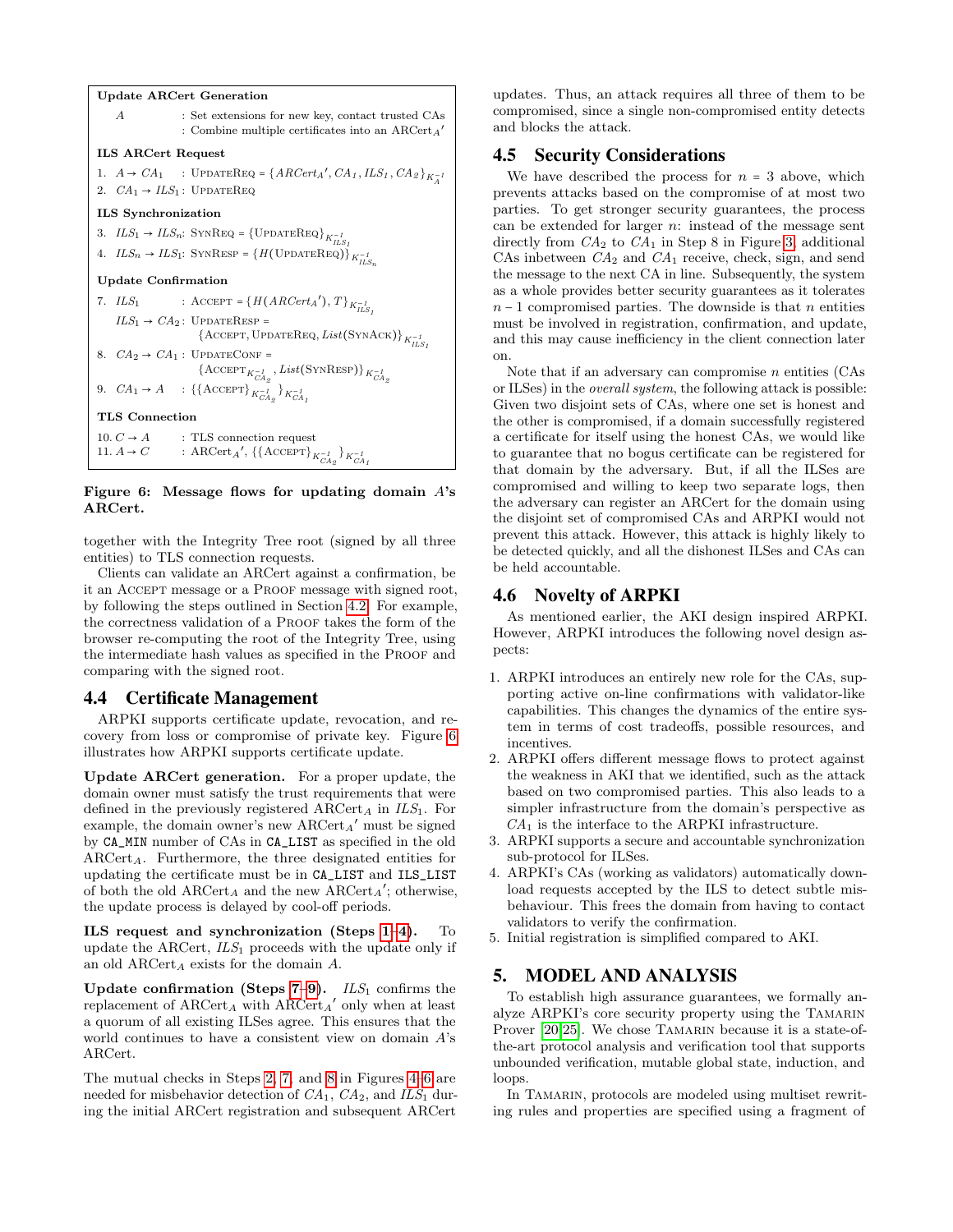**Update ARCert Generation**

$A$ : Set extensions for new key, contact trusted CAs
: Combine multiple certificates into an $\text{ARCert}_A{}'$

**ILS ARCert Request**

1. $A \rightarrow CA_1$ : $\text{UpdateReq} = \{ARCert_A{}', CA_1, ILS_1, CA_2\}_{K_A^{-1}}$
2. $CA_1 \rightarrow ILS_1$ : UpdateReq

**ILS Synchronization**

3. $ILS_1 \rightarrow ILS_n$: $\text{SynReq} = \{\text{UpdateReq}\}_{K_{ILS_1}^{-1}}$
4. $ILS_n \rightarrow ILS_1$: $\text{SynResp} = \{H(\text{UpdateReq})\}_{K_{ILS_n}^{-1}}$

**Update Confirmation**

7. $ILS_1$ : $\text{Accept} = \{H(ARCert_A{}'), T\}_{K_{ILS_1}^{-1}}$
   $ILS_1 \rightarrow CA_2$ : $\text{UpdateResp} = \{\text{Accept}, \text{UpdateReq}, List(\text{SynAck})\}_{K_{ILS_1}^{-1}}$
8. $CA_2 \rightarrow CA_1$ : $\text{UpdateConf} = \{\text{Accept}_{K_{CA_2}^{-1}}, List(\text{SynResp})\}_{K_{CA_2}^{-1}}$
9. $CA_1 \rightarrow A$ : $\{\{\text{Accept}\}_{K_{CA_2}^{-1}}\}_{K_{CA_1}^{-1}}$

**TLS Connection**

10. $C \rightarrow A$ : TLS connection request
11. $A \rightarrow C$ : $\text{ARCert}_A{}'$, $\{\{\text{Accept}\}_{K_{CA_2}^{-1}}\}_{K_{CA_1}^{-1}}$

**Figure 6: Message flows for updating domain $A$'s ARCert.**

together with the Integrity Tree root (signed by all three entities) to TLS connection requests.

Clients can validate an ARCert against a confirmation, be it an Accept message or a Proof message with signed root, by following the steps outlined in Section 4.2. For example, the correctness validation of a Proof takes the form of the browser re-computing the root of the Integrity Tree, using the intermediate hash values as specified in the Proof and comparing with the signed root.

## 4.4 Certificate Management

ARPKI supports certificate update, revocation, and recovery from loss or compromise of private key. Figure 6 illustrates how ARPKI supports certificate update.

**Update ARCert generation.** For a proper update, the domain owner must satisfy the trust requirements that were defined in the previously registered $\text{ARCert}_A$ in $ILS_1$. For example, the domain owner's new $\text{ARCert}_A{}'$ must be signed by `CA_MIN` number of CAs in `CA_LIST` as specified in the old $\text{ARCert}_A$. Furthermore, the three designated entities for updating the certificate must be in `CA_LIST` and `ILS_LIST` of both the old $\text{ARCert}_A$ and the new $\text{ARCert}_A{}'$; otherwise, the update process is delayed by cool-off periods.

**ILS request and synchronization (Steps 1–4).** To update the ARCert, $ILS_1$ proceeds with the update only if an old $\text{ARCert}_A$ exists for the domain $A$.

**Update confirmation (Steps 7–9).** $ILS_1$ confirms the replacement of $\text{ARCert}_A$ with $\text{ARCert}_A{}'$ only when at least a quorum of all existing ILSes agree. This ensures that the world continues to have a consistent view on domain $A$'s ARCert.

The mutual checks in Steps 2, 7, and 8 in Figures 4–6 are needed for misbehavior detection of $CA_1$, $CA_2$, and $ILS_1$ during the initial ARCert registration and subsequent ARCert updates. Thus, an attack requires all three of them to be compromised, since a single non-compromised entity detects and blocks the attack.

## 4.5 Security Considerations

We have described the process for $n = 3$ above, which prevents attacks based on the compromise of at most two parties. To get stronger security guarantees, the process can be extended for larger $n$: instead of the message sent directly from $CA_2$ to $CA_1$ in Step 8 in Figure 3, additional CAs inbetween $CA_2$ and $CA_1$ receive, check, sign, and send the message to the next CA in line. Subsequently, the system as a whole provides better security guarantees as it tolerates $n-1$ compromised parties. The downside is that $n$ entities must be involved in registration, confirmation, and update, and this may cause inefficiency in the client connection later on.

Note that if an adversary can compromise $n$ entities (CAs or ILSes) in the *overall system*, the following attack is possible: Given two disjoint sets of CAs, where one set is honest and the other is compromised, if a domain successfully registered a certificate for itself using the honest CAs, we would like to guarantee that no bogus certificate can be registered for that domain by the adversary. But, if all the ILSes are compromised and willing to keep two separate logs, then the adversary can register an ARCert for the domain using the disjoint set of compromised CAs and ARPKI would not prevent this attack. However, this attack is highly likely to be detected quickly, and all the dishonest ILSes and CAs can be held accountable.

## 4.6 Novelty of ARPKI

As mentioned earlier, the AKI design inspired ARPKI. However, ARPKI introduces the following novel design aspects:

1. ARPKI introduces an entirely new role for the CAs, supporting active on-line confirmations with validator-like capabilities. This changes the dynamics of the entire system in terms of cost tradeoffs, possible resources, and incentives.
2. ARPKI offers different message flows to protect against the weakness in AKI that we identified, such as the attack based on two compromised parties. This also leads to a simpler infrastructure from the domain's perspective as $CA_1$ is the interface to the ARPKI infrastructure.
3. ARPKI supports a secure and accountable synchronization sub-protocol for ILSes.
4. ARPKI's CAs (working as validators) automatically download requests accepted by the ILS to detect subtle misbehaviour. This frees the domain from having to contact validators to verify the confirmation.
5. Initial registration is simplified compared to AKI.

# 5. MODEL AND ANALYSIS

To establish high assurance guarantees, we formally analyze ARPKI's core security property using the Tamarin Prover [20,25]. We chose Tamarin because it is a state-of-the-art protocol analysis and verification tool that supports unbounded verification, mutable global state, induction, and loops.

In Tamarin, protocols are modeled using multiset rewriting rules and properties are specified using a fragment of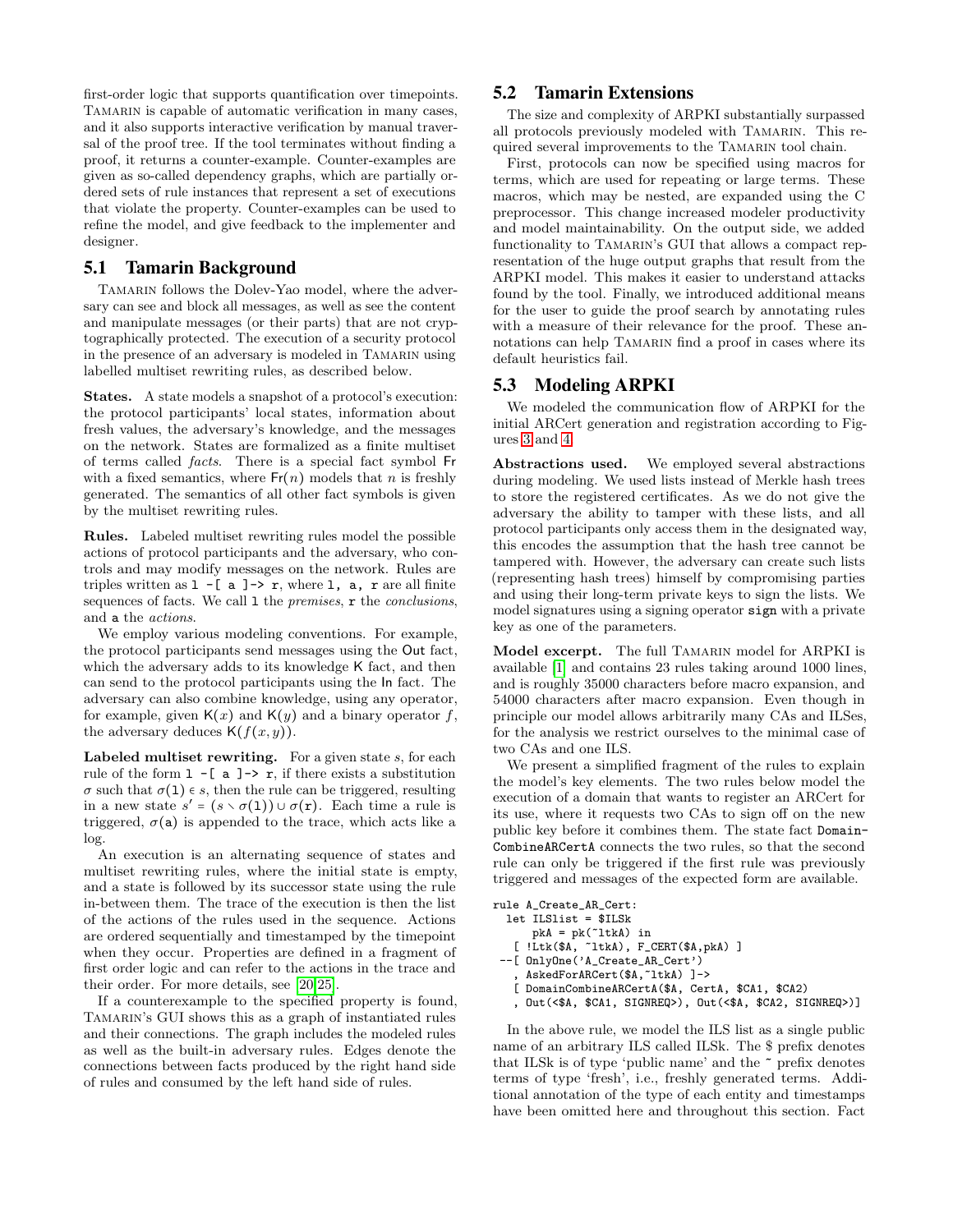first-order logic that supports quantification over timepoints. Tamarin is capable of automatic verification in many cases, and it also supports interactive verification by manual traversal of the proof tree. If the tool terminates without finding a proof, it returns a counter-example. Counter-examples are given as so-called dependency graphs, which are partially ordered sets of rule instances that represent a set of executions that violate the property. Counter-examples can be used to refine the model, and give feedback to the implementer and designer.

## 5.1 Tamarin Background

Tamarin follows the Dolev-Yao model, where the adversary can see and block all messages, as well as see the content and manipulate messages (or their parts) that are not cryptographically protected. The execution of a security protocol in the presence of an adversary is modeled in Tamarin using labelled multiset rewriting rules, as described below.

**States.** A state models a snapshot of a protocol's execution: the protocol participants' local states, information about fresh values, the adversary's knowledge, and the messages on the network. States are formalized as a finite multiset of terms called *facts*. There is a special fact symbol $\mathsf{Fr}$ with a fixed semantics, where $\mathsf{Fr}(n)$ models that $n$ is freshly generated. The semantics of all other fact symbols is given by the multiset rewriting rules.

**Rules.** Labeled multiset rewriting rules model the possible actions of protocol participants and the adversary, who controls and may modify messages on the network. Rules are triples written as `l -[ a ]-> r`, where `l, a, r` are all finite sequences of facts. We call `l` the *premises*, `r` the *conclusions*, and `a` the *actions*.

We employ various modeling conventions. For example, the protocol participants send messages using the $\mathsf{Out}$ fact, which the adversary adds to its knowledge $\mathsf{K}$ fact, and then can send to the protocol participants using the $\mathsf{In}$ fact. The adversary can also combine knowledge, using any operator, for example, given $\mathsf{K}(x)$ and $\mathsf{K}(y)$ and a binary operator $f$, the adversary deduces $\mathsf{K}(f(x,y))$.

**Labeled multiset rewriting.** For a given state $s$, for each rule of the form `l -[ a ]-> r`, if there exists a substitution $\sigma$ such that $\sigma(\mathtt{l}) \in s$, then the rule can be triggered, resulting in a new state $s' = (s \smallsetminus \sigma(\mathtt{l})) \cup \sigma(\mathtt{r})$. Each time a rule is triggered, $\sigma(\mathtt{a})$ is appended to the trace, which acts like a log.

An execution is an alternating sequence of states and multiset rewriting rules, where the initial state is empty, and a state is followed by its successor state using the rule in-between them. The trace of the execution is then the list of the actions of the rules used in the sequence. Actions are ordered sequentially and timestamped by the timepoint when they occur. Properties are defined in a fragment of first order logic and can refer to the actions in the trace and their order. For more details, see [20,25].

If a counterexample to the specified property is found, Tamarin's GUI shows this as a graph of instantiated rules and their connections. The graph includes the modeled rules as well as the built-in adversary rules. Edges denote the connections between facts produced by the right hand side of rules and consumed by the left hand side of rules.

## 5.2 Tamarin Extensions

The size and complexity of ARPKI substantially surpassed all protocols previously modeled with Tamarin. This required several improvements to the Tamarin tool chain.

First, protocols can now be specified using macros for terms, which are used for repeating or large terms. These macros, which may be nested, are expanded using the C preprocessor. This change increased modeler productivity and model maintainability. On the output side, we added functionality to Tamarin's GUI that allows a compact representation of the huge output graphs that result from the ARPKI model. This makes it easier to understand attacks found by the tool. Finally, we introduced additional means for the user to guide the proof search by annotating rules with a measure of their relevance for the proof. These annotations can help Tamarin find a proof in cases where its default heuristics fail.

## 5.3 Modeling ARPKI

We modeled the communication flow of ARPKI for the initial ARCert generation and registration according to Figures 3 and 4.

**Abstractions used.** We employed several abstractions during modeling. We used lists instead of Merkle hash trees to store the registered certificates. As we do not give the adversary the ability to tamper with these lists, and all protocol participants only access them in the designated way, this encodes the assumption that the hash tree cannot be tampered with. However, the adversary can create such lists (representing hash trees) himself by compromising parties and using their long-term private keys to sign the lists. We model signatures using a signing operator `sign` with a private key as one of the parameters.

**Model excerpt.** The full Tamarin model for ARPKI is available [1] and contains 23 rules taking around 1000 lines, and is roughly 35000 characters before macro expansion, and 54000 characters after macro expansion. Even though in principle our model allows arbitrarily many CAs and ILSes, for the analysis we restrict ourselves to the minimal case of two CAs and one ILS.

We present a simplified fragment of the rules to explain the model's key elements. The two rules below model the execution of a domain that wants to register an ARCert for its use, where it requests two CAs to sign off on the new public key before it combines them. The state fact `DomainCombineARCertA` connects the two rules, so that the second rule can only be triggered if the first rule was previously triggered and messages of the expected form are available.

```
rule A_Create_AR_Cert:
  let ILSlist = $ILSk
      pkA = pk(~ltkA) in
   [ !Ltk($A, ~ltkA), F_CERT($A,pkA) ]
 --[ OnlyOne('A_Create_AR_Cert')
   , AskedForARCert($A,~ltkA) ]->
   [ DomainCombineARCertA($A, CertA, $CA1, $CA2)
   , Out(<$A, $CA1, SIGNREQ>), Out(<$A, $CA2, SIGNREQ>)]
```

In the above rule, we model the ILS list as a single public name of an arbitrary ILS called ILSk. The `$` prefix denotes that ILSk is of type 'public name' and the `~` prefix denotes terms of type 'fresh', i.e., freshly generated terms. Additional annotation of the type of each entity and timestamps have been omitted here and throughout this section. Fact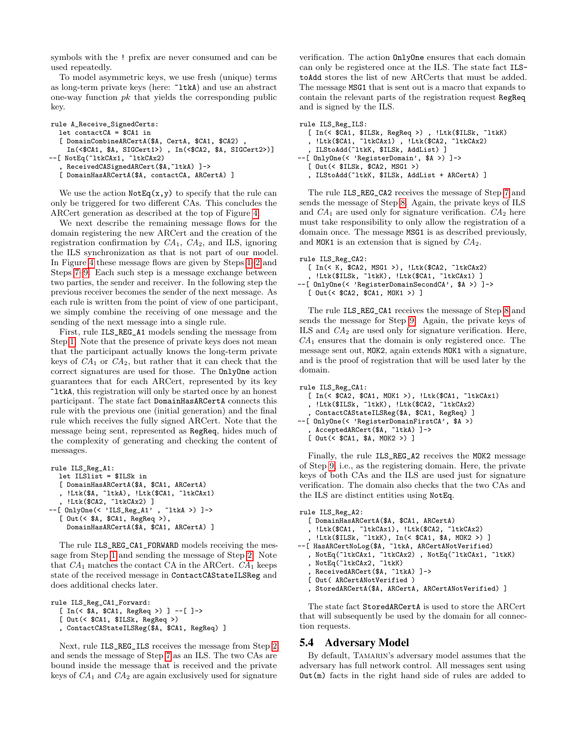symbols with the ! prefix are never consumed and can be used repeatedly.

To model asymmetric keys, we use fresh (unique) terms as long-term private keys (here: ~ltkA) and use an abstract one-way function *pk* that yields the corresponding public key.

```
rule A_Receive_SignedCerts:
  let contactCA = $CA1 in
  [ DomainCombineARCertA($A, CertA, $CA1, $CA2) ,
    In(<$CA1, $A, SIGCert1>) , In(<$CA2, $A, SIGCert2>)]
--[ NotEq(~ltkCAx1, ~ltkCAx2)
  , ReceivedCASignedARCert($A,~ltkA) ]->
  [ DomainHasARCertA($A, contactCA, ARCertA) ]
```

We use the action NotEq(x,y) to specify that the rule can only be triggered for two different CAs. This concludes the ARCert generation as described at the top of Figure 4.

We next describe the remaining message flows for the domain registering the new ARCert and the creation of the registration confirmation by $CA_1$, $CA_2$, and ILS, ignoring the ILS synchronization as that is not part of our model. In Figure 4 these message flows are given by Steps 1–2 and Steps 7–9. Each such step is a message exchange between two parties, the sender and receiver. In the following step the previous receiver becomes the sender of the next message. As each rule is written from the point of view of one participant, we simply combine the receiving of one message and the sending of the next message into a single rule.

First, rule ILS_REG_A1 models sending the message from Step 1. Note that the presence of private keys does not mean that the participant actually knows the long-term private keys of $CA_1$ or $CA_2$, but rather that it can check that the correct signatures are used for those. The OnlyOne action guarantees that for each ARCert, represented by its key ~ltkA, this registration will only be started once by an honest participant. The state fact DomainHasARCertA connects this rule with the previous one (initial generation) and the final rule which receives the fully signed ARCert. Note that the message being sent, represented as RegReq, hides much of the complexity of generating and checking the content of messages.

```
rule ILS_Reg_A1:
  let ILSlist = $ILSk in
  [ DomainHasARCertA($A, $CA1, ARCertA)
  , !Ltk($A, ~ltkA), !Ltk($CA1, ~ltkCAx1)
  , !Ltk($CA2, ~ltkCAx2) ]
--[ OnlyOne(< 'ILS_Reg_A1' , ~ltkA >) ]->
  [ Out(< $A, $CA1, RegReq >),
    DomainHasARCertA($A, $CA1, ARCertA) ]
```

The rule ILS_REG_CA1_FORWARD models receiving the message from Step 1 and sending the message of Step 2. Note that $CA_1$ matches the contact CA in the ARCert. $CA_1$ keeps state of the received message in ContactCAStateILSReg and does additional checks later.

```
rule ILS_Reg_CA1_Forward:
  [ In(< $A, $CA1, RegReq >) ] --[ ]->
  [ Out(< $CA1, $ILSk, RegReq >)
  , ContactCAStateILSReg($A, $CA1, RegReq) ]
```

Next, rule ILS_REG_ILS receives the message from Step 2 and sends the message of Step 7 as an ILS. The two CAs are bound inside the message that is received and the private keys of $CA_1$ and $CA_2$ are again exclusively used for signature verification. The action OnlyOne ensures that each domain can only be registered once at the ILS. The state fact ILStoAdd stores the list of new ARCerts that must be added. The message MSG1 that is sent out is a macro that expands to contain the relevant parts of the registration request RegReq and is signed by the ILS.

```
rule ILS_Reg_ILS:
  [ In(< $CA1, $ILSk, RegReq >) , !Ltk($ILSk, ~ltkK)
  , !Ltk($CA1, ~ltkCAx1) , !Ltk($CA2, ~ltkCAx2)
  , ILStoAdd(~ltkK, $ILSk, AddList) ]
--[ OnlyOne(< 'RegisterDomain', $A >) ]->
  [ Out(< $ILSk, $CA2, MSG1 >)
  , ILStoAdd(~ltkK, $ILSk, AddList + ARCertA) ]
```

The rule ILS_REG_CA2 receives the message of Step 7 and sends the message of Step 8. Again, the private keys of ILS and $CA_1$ are used only for signature verification. $CA_2$ here must take responsibility to only allow the registration of a domain once. The message MSG1 is as described previously, and MOK1 is an extension that is signed by $CA_2$.

```
rule ILS_Reg_CA2:
  [ In(< K, $CA2, MSG1 >), !Ltk($CA2, ~ltkCAx2)
  , !Ltk($ILSk, ~ltkK), !Ltk($CA1, ~ltkCAx1) ]
--[ OnlyOne(< 'RegisterDomainSecondCA', $A >) ]->
  [ Out(< $CA2, $CA1, MOK1 >) ]
```

The rule ILS_REG_CA1 receives the message of Step 8 and sends the message for Step 9. Again, the private keys of ILS and $CA_2$ are used only for signature verification. Here, $CA_1$ ensures that the domain is only registered once. The message sent out, MOK2, again extends MOK1 with a signature, and is the proof of registration that will be used later by the domain.

```
rule ILS_Reg_CA1:
  [ In(< $CA2, $CA1, MOK1 >), !Ltk($CA1, ~ltkCAx1)
  , !Ltk($ILSk, ~ltkK), !Ltk($CA2, ~ltkCAx2)
  , ContactCAStateILSReg($A, $CA1, RegReq) ]
--[ OnlyOne(< 'RegisterDomainFirstCA', $A >)
  , AcceptedARCert($A, ~ltkA) ]->
  [ Out(< $CA1, $A, MOK2 >) ]
```

Finally, the rule ILS_REG_A2 receives the MOK2 message of Step 9, i.e., as the registering domain. Here, the private keys of both CAs and the ILS are used just for signature verification. The domain also checks that the two CAs and the ILS are distinct entities using NotEq.

```
rule ILS_Reg_A2:
  [ DomainHasARCertA($A, $CA1, ARCertA)
  , !Ltk($CA1, ~ltkCAx1), !Ltk($CA2, ~ltkCAx2)
  , !Ltk($ILSk, ~ltkK), In(< $CA1, $A, MOK2 >) ]
--[ HasARCertNoLog($A, ~ltkA, ARCertANotVerified)
  , NotEq(~ltkCAx1, ~ltkCAx2) , NotEq(~ltkCAx1, ~ltkK)
  , NotEq(~ltkCAx2, ~ltkK)
  , ReceivedARCert($A, ~ltkA) ]->
  [ Out( ARCertANotVerified )
  , StoredARCertA($A, ARCertA, ARCertANotVerified) ]
```

The state fact StoredARCertA is used to store the ARCert that will subsequently be used by the domain for all connection requests.

## 5.4 Adversary Model

By default, TAMARIN's adversary model assumes that the adversary has full network control. All messages sent using Out(m) facts in the right hand side of rules are added to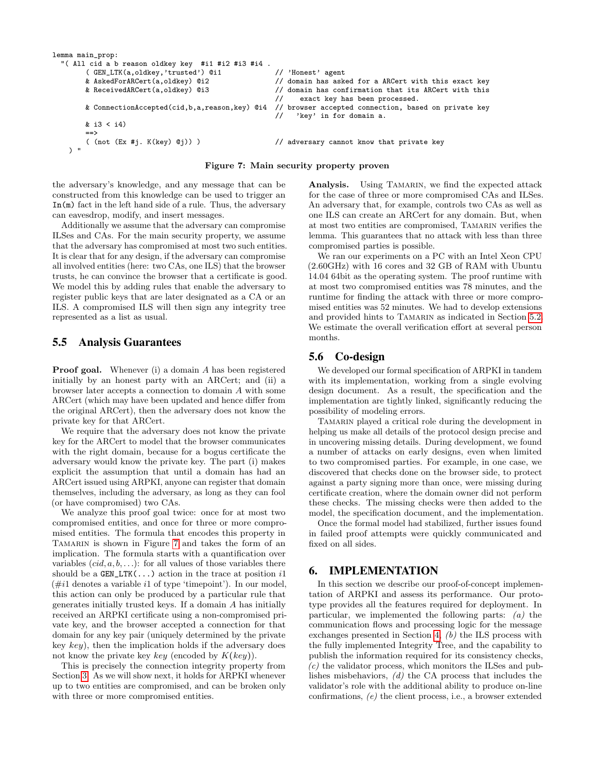```
lemma main_prop:
  "( All cid a b reason oldkey key  #i1 #i2 #i3 #i4 .
        ( GEN_LTK(a,oldkey,'trusted') @i1             // 'Honest' agent
        & AskedForARCert(a,oldkey) @i2                // domain has asked for a ARCert with this exact key
        & ReceivedARCert(a,oldkey) @i3                // domain has confirmation that its ARCert with this
                                                      //    exact key has been processed.
        & ConnectionAccepted(cid,b,a,reason,key) @i4  // browser accepted connection, based on private key
                                                      //    'key' in for domain a.
        & i3 < i4)
        ==>
        ( (not (Ex #j. K(key) @j)) )                  // adversary cannot know that private key
    ) "
```

**Figure 7: Main security property proven**

the adversary's knowledge, and any message that can be constructed from this knowledge can be used to trigger an In(m) fact in the left hand side of a rule. Thus, the adversary can eavesdrop, modify, and insert messages.

Additionally we assume that the adversary can compromise ILSes and CAs. For the main security property, we assume that the adversary has compromised at most two such entities. It is clear that for any design, if the adversary can compromise all involved entities (here: two CAs, one ILS) that the browser trusts, he can convince the browser that a certificate is good. We model this by adding rules that enable the adversary to register public keys that are later designated as a CA or an ILS. A compromised ILS will then sign any integrity tree represented as a list as usual.

## 5.5 Analysis Guarantees

**Proof goal.** Whenever (i) a domain $A$ has been registered initially by an honest party with an ARCert; and (ii) a browser later accepts a connection to domain $A$ with some ARCert (which may have been updated and hence differ from the original ARCert), then the adversary does not know the private key for that ARCert.

We require that the adversary does not know the private key for the ARCert to model that the browser communicates with the right domain, because for a bogus certificate the adversary would know the private key. The part (i) makes explicit the assumption that until a domain has had an ARCert issued using ARPKI, anyone can register that domain themselves, including the adversary, as long as they can fool (or have compromised) two CAs.

We analyze this proof goal twice: once for at most two compromised entities, and once for three or more compromised entities. The formula that encodes this property in Tamarin is shown in Figure 7 and takes the form of an implication. The formula starts with a quantification over variables $(cid, a, b, \ldots)$: for all values of those variables there should be a GEN_LTK(...) action in the trace at position $i1$ ($\#i1$ denotes a variable $i1$ of type 'timepoint'). In our model, this action can only be produced by a particular rule that generates initially trusted keys. If a domain $A$ has initially received an ARPKI certificate using a non-compromised private key, and the browser accepted a connection for that domain for any key pair (uniquely determined by the private key $key$), then the implication holds if the adversary does not know the private key $key$ (encoded by $K(key)$).

This is precisely the connection integrity property from Section 3. As we will show next, it holds for ARPKI whenever up to two entities are compromised, and can be broken only with three or more compromised entities.

**Analysis.** Using Tamarin, we find the expected attack for the case of three or more compromised CAs and ILSes. An adversary that, for example, controls two CAs as well as one ILS can create an ARCert for any domain. But, when at most two entities are compromised, Tamarin verifies the lemma. This guarantees that no attack with less than three compromised parties is possible.

We ran our experiments on a PC with an Intel Xeon CPU (2.60GHz) with 16 cores and 32 GB of RAM with Ubuntu 14.04 64bit as the operating system. The proof runtime with at most two compromised entities was 78 minutes, and the runtime for finding the attack with three or more compromised entities was 52 minutes. We had to develop extensions and provided hints to Tamarin as indicated in Section 5.2. We estimate the overall verification effort at several person months.

## 5.6 Co-design

We developed our formal specification of ARPKI in tandem with its implementation, working from a single evolving design document. As a result, the specification and the implementation are tightly linked, significantly reducing the possibility of modeling errors.

Tamarin played a critical role during the development in helping us make all details of the protocol design precise and in uncovering missing details. During development, we found a number of attacks on early designs, even when limited to two compromised parties. For example, in one case, we discovered that checks done on the browser side, to protect against a party signing more than once, were missing during certificate creation, where the domain owner did not perform these checks. The missing checks were then added to the model, the specification document, and the implementation.

Once the formal model had stabilized, further issues found in failed proof attempts were quickly communicated and fixed on all sides.

# 6. IMPLEMENTATION

In this section we describe our proof-of-concept implementation of ARPKI and assess its performance. Our prototype provides all the features required for deployment. In particular, we implemented the following parts: *(a)* the communication flows and processing logic for the message exchanges presented in Section 4, *(b)* the ILS process with the fully implemented Integrity Tree, and the capability to publish the information required for its consistency checks, *(c)* the validator process, which monitors the ILSes and publishes misbehaviors, *(d)* the CA process that includes the validator's role with the additional ability to produce on-line confirmations, *(e)* the client process, i.e., a browser extended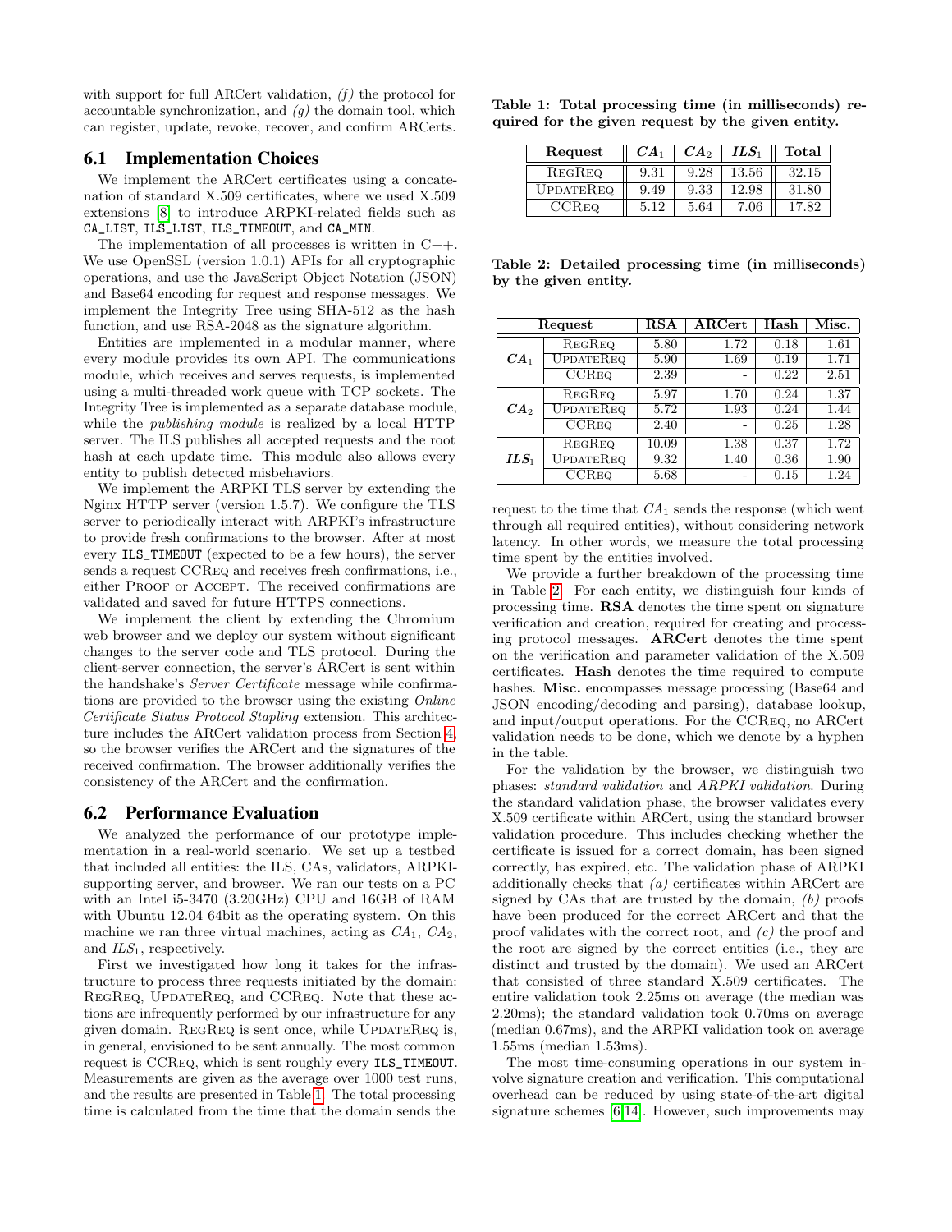with support for full ARCert validation, *(f)* the protocol for accountable synchronization, and *(g)* the domain tool, which can register, update, revoke, recover, and confirm ARCerts.

### 6.1 Implementation Choices

We implement the ARCert certificates using a concatenation of standard X.509 certificates, where we used X.509 extensions [8] to introduce ARPKI-related fields such as `CA_LIST`, `ILS_LIST`, `ILS_TIMEOUT`, and `CA_MIN`.

The implementation of all processes is written in C++. We use OpenSSL (version 1.0.1) APIs for all cryptographic operations, and use the JavaScript Object Notation (JSON) and Base64 encoding for request and response messages. We implement the Integrity Tree using SHA-512 as the hash function, and use RSA-2048 as the signature algorithm.

Entities are implemented in a modular manner, where every module provides its own API. The communications module, which receives and serves requests, is implemented using a multi-threaded work queue with TCP sockets. The Integrity Tree is implemented as a separate database module, while the *publishing module* is realized by a local HTTP server. The ILS publishes all accepted requests and the root hash at each update time. This module also allows every entity to publish detected misbehaviors.

We implement the ARPKI TLS server by extending the Nginx HTTP server (version 1.5.7). We configure the TLS server to periodically interact with ARPKI's infrastructure to provide fresh confirmations to the browser. After at most every `ILS_TIMEOUT` (expected to be a few hours), the server sends a request CCReq and receives fresh confirmations, i.e., either Proof or Accept. The received confirmations are validated and saved for future HTTPS connections.

We implement the client by extending the Chromium web browser and we deploy our system without significant changes to the server code and TLS protocol. During the client-server connection, the server's ARCert is sent within the handshake's *Server Certificate* message while confirmations are provided to the browser using the existing *Online Certificate Status Protocol Stapling* extension. This architecture includes the ARCert validation process from Section 4, so the browser verifies the ARCert and the signatures of the received confirmation. The browser additionally verifies the consistency of the ARCert and the confirmation.

### 6.2 Performance Evaluation

We analyzed the performance of our prototype implementation in a real-world scenario. We set up a testbed that included all entities: the ILS, CAs, validators, ARPKI-supporting server, and browser. We ran our tests on a PC with an Intel i5-3470 (3.20GHz) CPU and 16GB of RAM with Ubuntu 12.04 64bit as the operating system. On this machine we ran three virtual machines, acting as $CA_1$, $CA_2$, and $ILS_1$, respectively.

First we investigated how long it takes for the infrastructure to process three requests initiated by the domain: RegReq, UpdateReq, and CCReq. Note that these actions are infrequently performed by our infrastructure for any given domain. RegReq is sent once, while UpdateReq is, in general, envisioned to be sent annually. The most common request is CCReq, which is sent roughly every `ILS_TIMEOUT`. Measurements are given as the average over 1000 test runs, and the results are presented in Table 1. The total processing time is calculated from the time that the domain sends the request to the time that $CA_1$ sends the response (which went through all required entities), without considering network latency. In other words, we measure the total processing time spent by the entities involved.

**Table 1: Total processing time (in milliseconds) required for the given request by the given entity.**

| Request | $CA_1$ | $CA_2$ | $ILS_1$ | Total |
|---|---|---|---|---|
| RegReq | 9.31 | 9.28 | 13.56 | 32.15 |
| UpdateReq | 9.49 | 9.33 | 12.98 | 31.80 |
| CCReq | 5.12 | 5.64 | 7.06 | 17.82 |

**Table 2: Detailed processing time (in milliseconds) by the given entity.**

| Entity | Request | RSA | ARCert | Hash | Misc. |
|---|---|---|---|---|---|
| $CA_1$ | RegReq | 5.80 | 1.72 | 0.18 | 1.61 |
| | UpdateReq | 5.90 | 1.69 | 0.19 | 1.71 |
| | CCReq | 2.39 | - | 0.22 | 2.51 |
| $CA_2$ | RegReq | 5.97 | 1.70 | 0.24 | 1.37 |
| | UpdateReq | 5.72 | 1.93 | 0.24 | 1.44 |
| | CCReq | 2.40 | - | 0.25 | 1.28 |
| $ILS_1$ | RegReq | 10.09 | 1.38 | 0.37 | 1.72 |
| | UpdateReq | 9.32 | 1.40 | 0.36 | 1.90 |
| | CCReq | 5.68 | - | 0.15 | 1.24 |

We provide a further breakdown of the processing time in Table 2. For each entity, we distinguish four kinds of processing time. **RSA** denotes the time spent on signature verification and creation, required for creating and processing protocol messages. **ARCert** denotes the time spent on the verification and parameter validation of the X.509 certificates. **Hash** denotes the time required to compute hashes. **Misc.** encompasses message processing (Base64 and JSON encoding/decoding and parsing), database lookup, and input/output operations. For the CCReq, no ARCert validation needs to be done, which we denote by a hyphen in the table.

For the validation by the browser, we distinguish two phases: *standard validation* and *ARPKI validation*. During the standard validation phase, the browser validates every X.509 certificate within ARCert, using the standard browser validation procedure. This includes checking whether the certificate is issued for a correct domain, has been signed correctly, has expired, etc. The validation phase of ARPKI additionally checks that *(a)* certificates within ARCert are signed by CAs that are trusted by the domain, *(b)* proofs have been produced for the correct ARCert and that the proof validates with the correct root, and *(c)* the proof and the root are signed by the correct entities (i.e., they are distinct and trusted by the domain). We used an ARCert that consisted of three standard X.509 certificates. The entire validation took 2.25ms on average (the median was 2.20ms); the standard validation took 0.70ms on average (median 0.67ms), and the ARPKI validation took on average 1.55ms (median 1.53ms).

The most time-consuming operations in our system involve signature creation and verification. This computational overhead can be reduced by using state-of-the-art digital signature schemes [6,14]. However, such improvements may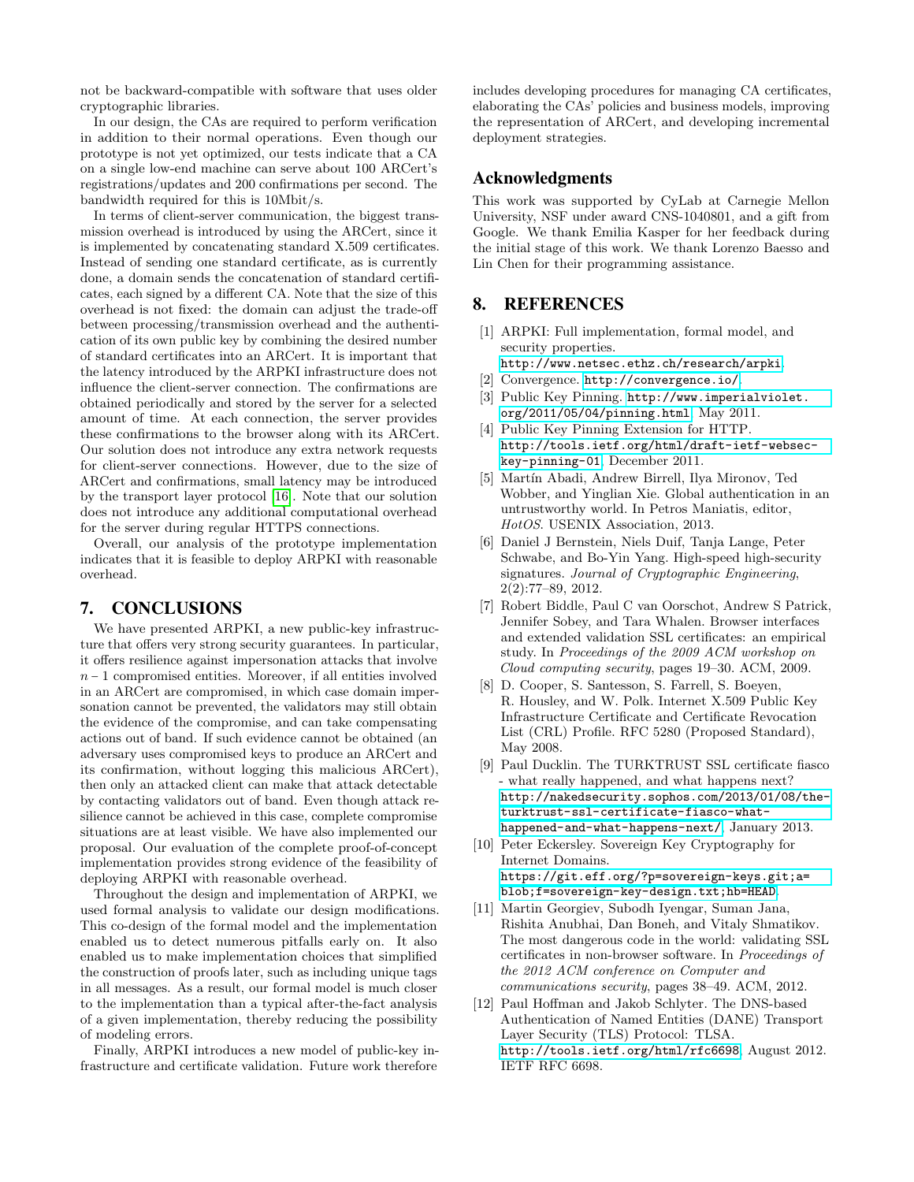not be backward-compatible with software that uses older cryptographic libraries.

In our design, the CAs are required to perform verification in addition to their normal operations. Even though our prototype is not yet optimized, our tests indicate that a CA on a single low-end machine can serve about 100 ARCert's registrations/updates and 200 confirmations per second. The bandwidth required for this is 10Mbit/s.

In terms of client-server communication, the biggest transmission overhead is introduced by using the ARCert, since it is implemented by concatenating standard X.509 certificates. Instead of sending one standard certificate, as is currently done, a domain sends the concatenation of standard certificates, each signed by a different CA. Note that the size of this overhead is not fixed: the domain can adjust the trade-off between processing/transmission overhead and the authentication of its own public key by combining the desired number of standard certificates into an ARCert. It is important that the latency introduced by the ARPKI infrastructure does not influence the client-server connection. The confirmations are obtained periodically and stored by the server for a selected amount of time. At each connection, the server provides these confirmations to the browser along with its ARCert. Our solution does not introduce any extra network requests for client-server connections. However, due to the size of ARCert and confirmations, small latency may be introduced by the transport layer protocol [16]. Note that our solution does not introduce any additional computational overhead for the server during regular HTTPS connections.

Overall, our analysis of the prototype implementation indicates that it is feasible to deploy ARPKI with reasonable overhead.

# 7. CONCLUSIONS

We have presented ARPKI, a new public-key infrastructure that offers very strong security guarantees. In particular, it offers resilience against impersonation attacks that involve $n-1$ compromised entities. Moreover, if all entities involved in an ARCert are compromised, in which case domain impersonation cannot be prevented, the validators may still obtain the evidence of the compromise, and can take compensating actions out of band. If such evidence cannot be obtained (an adversary uses compromised keys to produce an ARCert and its confirmation, without logging this malicious ARCert), then only an attacked client can make that attack detectable by contacting validators out of band. Even though attack resilience cannot be achieved in this case, complete compromise situations are at least visible. We have also implemented our proposal. Our evaluation of the complete proof-of-concept implementation provides strong evidence of the feasibility of deploying ARPKI with reasonable overhead.

Throughout the design and implementation of ARPKI, we used formal analysis to validate our design modifications. This co-design of the formal model and the implementation enabled us to detect numerous pitfalls early on. It also enabled us to make implementation choices that simplified the construction of proofs later, such as including unique tags in all messages. As a result, our formal model is much closer to the implementation than a typical after-the-fact analysis of a given implementation, thereby reducing the possibility of modeling errors.

Finally, ARPKI introduces a new model of public-key infrastructure and certificate validation. Future work therefore includes developing procedures for managing CA certificates, elaborating the CAs' policies and business models, improving the representation of ARCert, and developing incremental deployment strategies.

## Acknowledgments

This work was supported by CyLab at Carnegie Mellon University, NSF under award CNS-1040801, and a gift from Google. We thank Emilia Kasper for her feedback during the initial stage of this work. We thank Lorenzo Baesso and Lin Chen for their programming assistance.

# 8. REFERENCES

- [1] ARPKI: Full implementation, formal model, and security properties. http://www.netsec.ethz.ch/research/arpki.
- [2] Convergence. http://convergence.io/.
- [3] Public Key Pinning. http://www.imperialviolet.org/2011/05/04/pinning.html, May 2011.
- [4] Public Key Pinning Extension for HTTP. http://tools.ietf.org/html/draft-ietf-websec-key-pinning-01, December 2011.
- [5] Martín Abadi, Andrew Birrell, Ilya Mironov, Ted Wobber, and Yinglian Xie. Global authentication in an untrustworthy world. In Petros Maniatis, editor, *HotOS*. USENIX Association, 2013.
- [6] Daniel J Bernstein, Niels Duif, Tanja Lange, Peter Schwabe, and Bo-Yin Yang. High-speed high-security signatures. *Journal of Cryptographic Engineering*, 2(2):77–89, 2012.
- [7] Robert Biddle, Paul C van Oorschot, Andrew S Patrick, Jennifer Sobey, and Tara Whalen. Browser interfaces and extended validation SSL certificates: an empirical study. In *Proceedings of the 2009 ACM workshop on Cloud computing security*, pages 19–30. ACM, 2009.
- [8] D. Cooper, S. Santesson, S. Farrell, S. Boeyen, R. Housley, and W. Polk. Internet X.509 Public Key Infrastructure Certificate and Certificate Revocation List (CRL) Profile. RFC 5280 (Proposed Standard), May 2008.
- [9] Paul Ducklin. The TURKTRUST SSL certificate fiasco - what really happened, and what happens next? http://nakedsecurity.sophos.com/2013/01/08/the-turktrust-ssl-certificate-fiasco-what-happened-and-what-happens-next/, January 2013.
- [10] Peter Eckersley. Sovereign Key Cryptography for Internet Domains. https://git.eff.org/?p=sovereign-keys.git;a=blob;f=sovereign-key-design.txt;hb=HEAD.
- [11] Martin Georgiev, Subodh Iyengar, Suman Jana, Rishita Anubhai, Dan Boneh, and Vitaly Shmatikov. The most dangerous code in the world: validating SSL certificates in non-browser software. In *Proceedings of the 2012 ACM conference on Computer and communications security*, pages 38–49. ACM, 2012.
- [12] Paul Hoffman and Jakob Schlyter. The DNS-based Authentication of Named Entities (DANE) Transport Layer Security (TLS) Protocol: TLSA. http://tools.ietf.org/html/rfc6698, August 2012. IETF RFC 6698.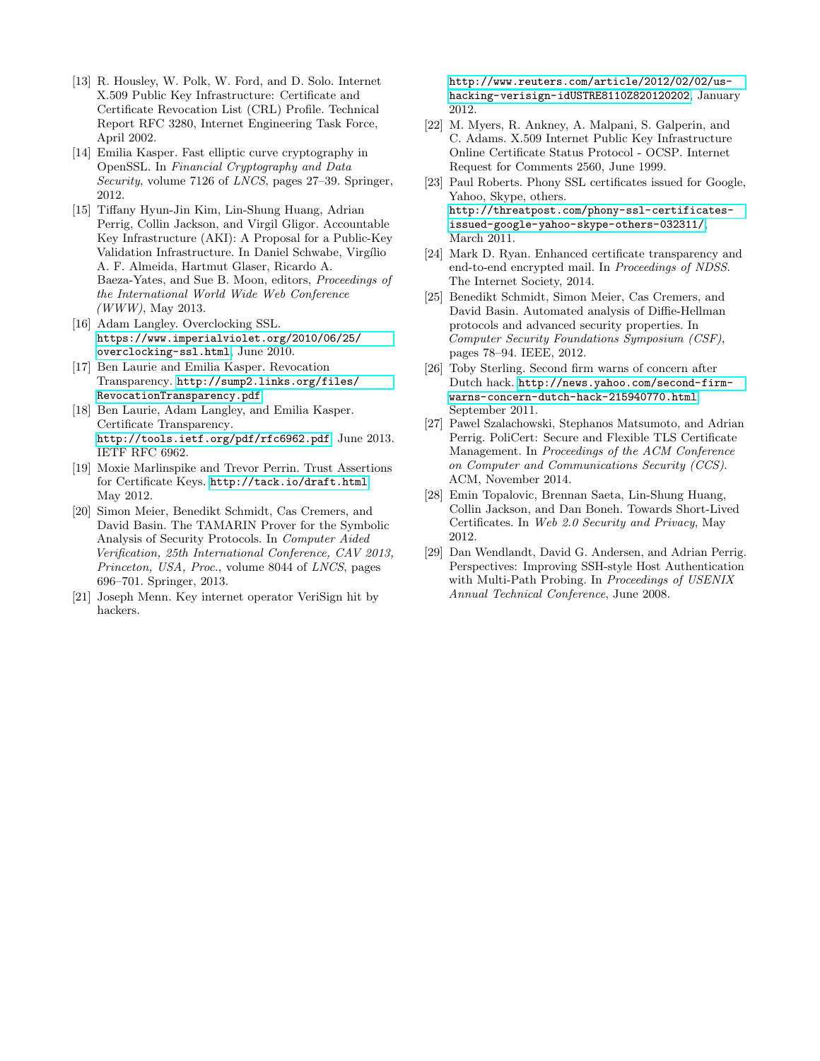[13] R. Housley, W. Polk, W. Ford, and D. Solo. Internet X.509 Public Key Infrastructure: Certificate and Certificate Revocation List (CRL) Profile. Technical Report RFC 3280, Internet Engineering Task Force, April 2002.

[14] Emilia Kasper. Fast elliptic curve cryptography in OpenSSL. In *Financial Cryptography and Data Security*, volume 7126 of *LNCS*, pages 27–39. Springer, 2012.

[15] Tiffany Hyun-Jin Kim, Lin-Shung Huang, Adrian Perrig, Collin Jackson, and Virgil Gligor. Accountable Key Infrastructure (AKI): A Proposal for a Public-Key Validation Infrastructure. In Daniel Schwabe, Virgílio A. F. Almeida, Hartmut Glaser, Ricardo A. Baeza-Yates, and Sue B. Moon, editors, *Proceedings of the International World Wide Web Conference (WWW)*, May 2013.

[16] Adam Langley. Overclocking SSL. https://www.imperialviolet.org/2010/06/25/overclocking-ssl.html, June 2010.

[17] Ben Laurie and Emilia Kasper. Revocation Transparency. http://sump2.links.org/files/RevocationTransparency.pdf.

[18] Ben Laurie, Adam Langley, and Emilia Kasper. Certificate Transparency. http://tools.ietf.org/pdf/rfc6962.pdf, June 2013. IETF RFC 6962.

[19] Moxie Marlinspike and Trevor Perrin. Trust Assertions for Certificate Keys. http://tack.io/draft.html, May 2012.

[20] Simon Meier, Benedikt Schmidt, Cas Cremers, and David Basin. The TAMARIN Prover for the Symbolic Analysis of Security Protocols. In *Computer Aided Verification, 25th International Conference, CAV 2013, Princeton, USA, Proc.*, volume 8044 of *LNCS*, pages 696–701. Springer, 2013.

[21] Joseph Menn. Key internet operator VeriSign hit by hackers. http://www.reuters.com/article/2012/02/02/us-hacking-verisign-idUSTRE8110Z820120202, January 2012.

[22] M. Myers, R. Ankney, A. Malpani, S. Galperin, and C. Adams. X.509 Internet Public Key Infrastructure Online Certificate Status Protocol - OCSP. Internet Request for Comments 2560, June 1999.

[23] Paul Roberts. Phony SSL certificates issued for Google, Yahoo, Skype, others. http://threatpost.com/phony-ssl-certificates-issued-google-yahoo-skype-others-032311/, March 2011.

[24] Mark D. Ryan. Enhanced certificate transparency and end-to-end encrypted mail. In *Proceedings of NDSS*. The Internet Society, 2014.

[25] Benedikt Schmidt, Simon Meier, Cas Cremers, and David Basin. Automated analysis of Diffie-Hellman protocols and advanced security properties. In *Computer Security Foundations Symposium (CSF)*, pages 78–94. IEEE, 2012.

[26] Toby Sterling. Second firm warns of concern after Dutch hack. http://news.yahoo.com/second-firm-warns-concern-dutch-hack-215940770.html, September 2011.

[27] Pawel Szalachowski, Stephanos Matsumoto, and Adrian Perrig. PoliCert: Secure and Flexible TLS Certificate Management. In *Proceedings of the ACM Conference on Computer and Communications Security (CCS)*. ACM, November 2014.

[28] Emin Topalovic, Brennan Saeta, Lin-Shung Huang, Collin Jackson, and Dan Boneh. Towards Short-Lived Certificates. In *Web 2.0 Security and Privacy*, May 2012.

[29] Dan Wendlandt, David G. Andersen, and Adrian Perrig. Perspectives: Improving SSH-style Host Authentication with Multi-Path Probing. In *Proceedings of USENIX Annual Technical Conference*, June 2008.